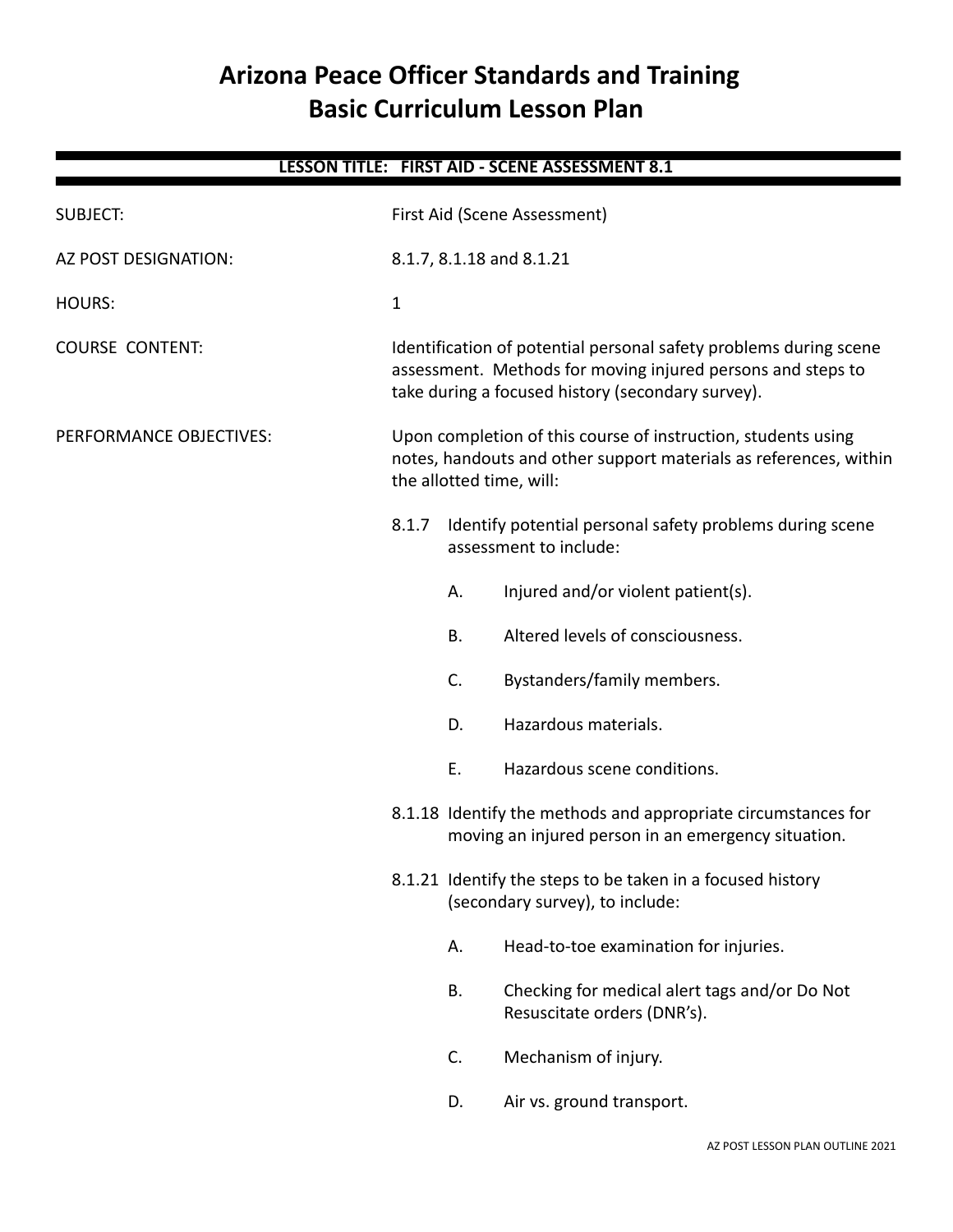# Arizona Peace Officer Standards and Training
# Basic Curriculum Lesson Plan

**LESSON TITLE: FIRST AID - SCENE ASSESSMENT 8.1**

SUBJECT: First Aid (Scene Assessment)

AZ POST DESIGNATION: 8.1.7, 8.1.18 and 8.1.21

HOURS: 1

COURSE CONTENT: Identification of potential personal safety problems during scene assessment. Methods for moving injured persons and steps to take during a focused history (secondary survey).

PERFORMANCE OBJECTIVES: Upon completion of this course of instruction, students using notes, handouts and other support materials as references, within the allotted time, will:

8.1.7 Identify potential personal safety problems during scene assessment to include:

- A. Injured and/or violent patient(s).
- B. Altered levels of consciousness.
- C. Bystanders/family members.
- D. Hazardous materials.
- E. Hazardous scene conditions.

8.1.18 Identify the methods and appropriate circumstances for moving an injured person in an emergency situation.

8.1.21 Identify the steps to be taken in a focused history (secondary survey), to include:

- A. Head-to-toe examination for injuries.
- B. Checking for medical alert tags and/or Do Not Resuscitate orders (DNR's).
- C. Mechanism of injury.
- D. Air vs. ground transport.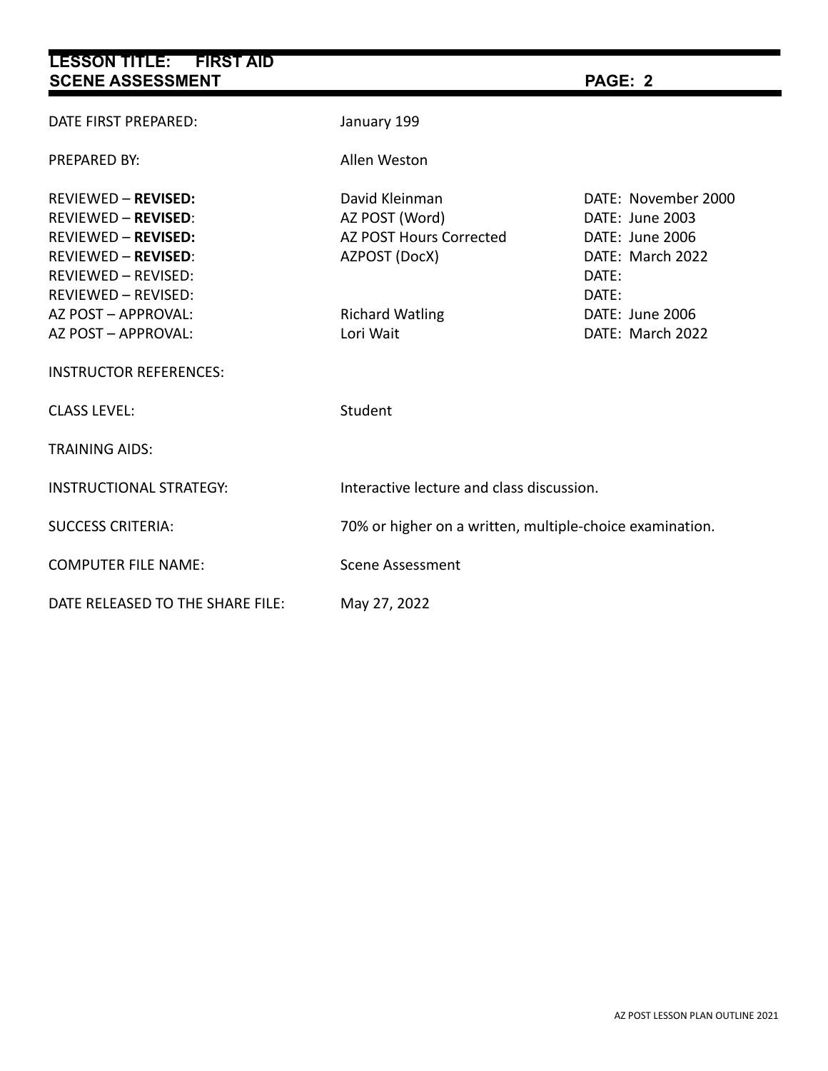| | | |
|---|---|---|
| DATE FIRST PREPARED: | January 199 | |
| PREPARED BY: | Allen Weston | |
| REVIEWED – **REVISED:** | David Kleinman | DATE: November 2000 |
| REVIEWED – **REVISED**: | AZ POST (Word) | DATE: June 2003 |
| REVIEWED – **REVISED:** | AZ POST Hours Corrected | DATE: June 2006 |
| REVIEWED – **REVISED**: | AZPOST (DocX) | DATE: March 2022 |
| REVIEWED – REVISED: | | DATE: |
| REVIEWED – REVISED: | | DATE: |
| AZ POST – APPROVAL: | Richard Watling | DATE: June 2006 |
| AZ POST – APPROVAL: | Lori Wait | DATE: March 2022 |
| INSTRUCTOR REFERENCES: | | |
| CLASS LEVEL: | Student | |
| TRAINING AIDS: | | |
| INSTRUCTIONAL STRATEGY: | Interactive lecture and class discussion. | |
| SUCCESS CRITERIA: | 70% or higher on a written, multiple-choice examination. | |
| COMPUTER FILE NAME: | Scene Assessment | |
| DATE RELEASED TO THE SHARE FILE: | May 27, 2022 | |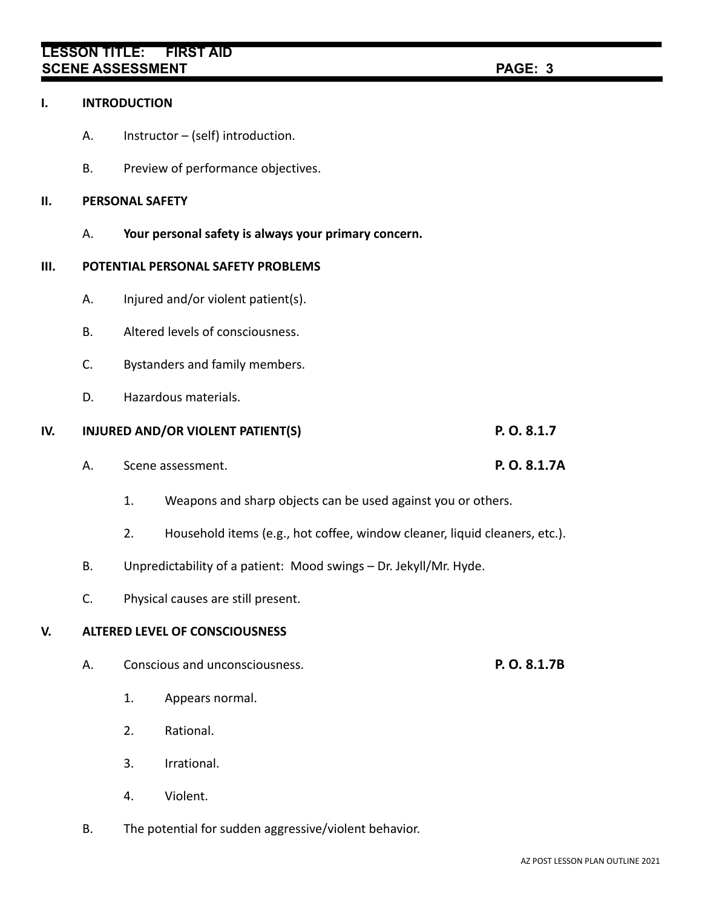## I. INTRODUCTION

A. Instructor – (self) introduction.

B. Preview of performance objectives.

## II. PERSONAL SAFETY

A. **Your personal safety is always your primary concern.**

## III. POTENTIAL PERSONAL SAFETY PROBLEMS

A. Injured and/or violent patient(s).

B. Altered levels of consciousness.

C. Bystanders and family members.

D. Hazardous materials.

## IV. INJURED AND/OR VIOLENT PATIENT(S) — **P. O. 8.1.7**

A. Scene assessment. **P. O. 8.1.7A**

1. Weapons and sharp objects can be used against you or others.

2. Household items (e.g., hot coffee, window cleaner, liquid cleaners, etc.).

B. Unpredictability of a patient: Mood swings – Dr. Jekyll/Mr. Hyde.

C. Physical causes are still present.

## V. ALTERED LEVEL OF CONSCIOUSNESS

A. Conscious and unconsciousness. **P. O. 8.1.7B**

1. Appears normal.

2. Rational.

3. Irrational.

4. Violent.

B. The potential for sudden aggressive/violent behavior.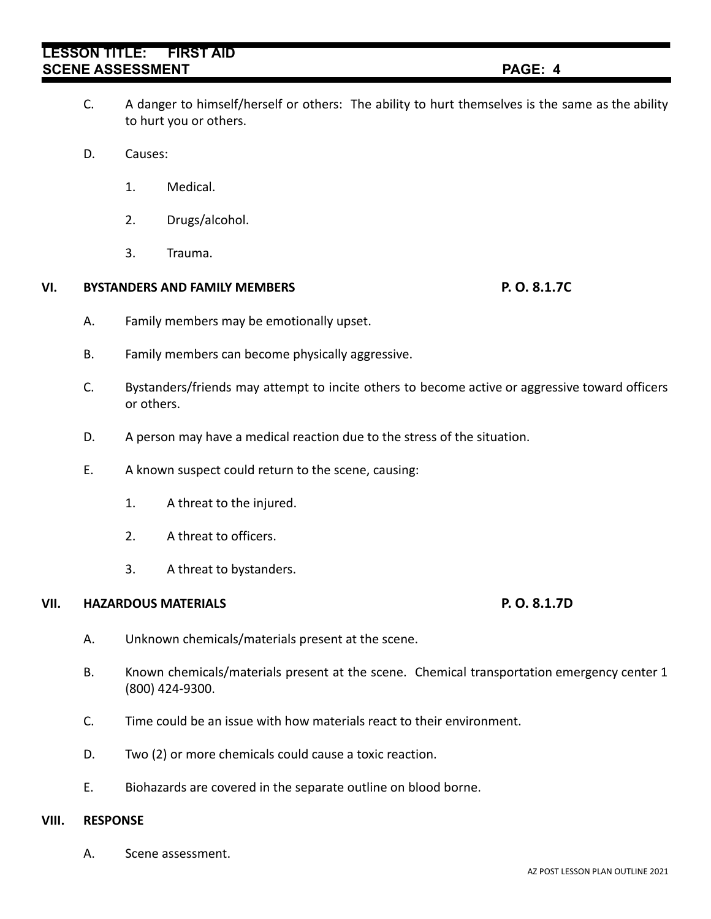C. A danger to himself/herself or others: The ability to hurt themselves is the same as the ability to hurt you or others.

D. Causes:

1. Medical.

2. Drugs/alcohol.

3. Trauma.

## VI. BYSTANDERS AND FAMILY MEMBERS — P. O. 8.1.7C

A. Family members may be emotionally upset.

B. Family members can become physically aggressive.

C. Bystanders/friends may attempt to incite others to become active or aggressive toward officers or others.

D. A person may have a medical reaction due to the stress of the situation.

E. A known suspect could return to the scene, causing:

1. A threat to the injured.

2. A threat to officers.

3. A threat to bystanders.

## VII. HAZARDOUS MATERIALS — P. O. 8.1.7D

A. Unknown chemicals/materials present at the scene.

B. Known chemicals/materials present at the scene. Chemical transportation emergency center 1 (800) 424-9300.

C. Time could be an issue with how materials react to their environment.

D. Two (2) or more chemicals could cause a toxic reaction.

E. Biohazards are covered in the separate outline on blood borne.

## VIII. RESPONSE

A. Scene assessment.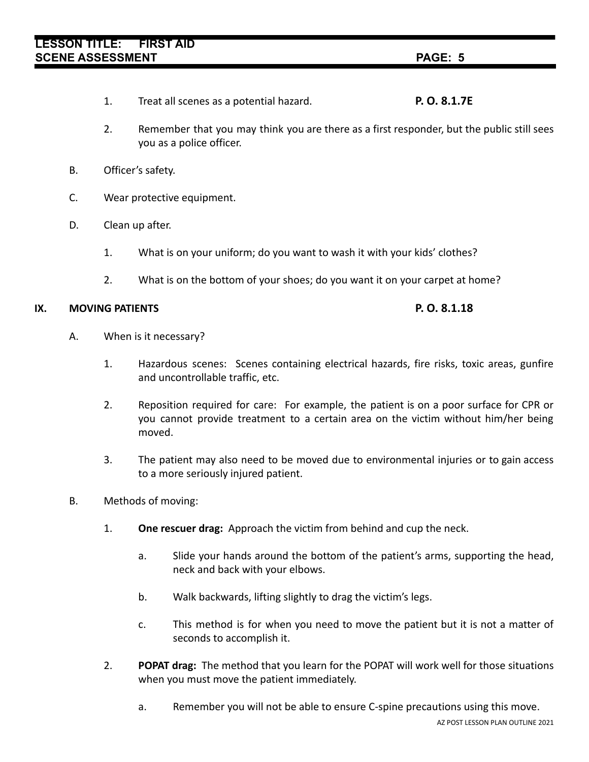1. Treat all scenes as a potential hazard. **P. O. 8.1.7E**

2. Remember that you may think you are there as a first responder, but the public still sees you as a police officer.

B. Officer's safety.

C. Wear protective equipment.

D. Clean up after.

1. What is on your uniform; do you want to wash it with your kids' clothes?

2. What is on the bottom of your shoes; do you want it on your carpet at home?

**IX. MOVING PATIENTS** **P. O. 8.1.18**

A. When is it necessary?

1. Hazardous scenes: Scenes containing electrical hazards, fire risks, toxic areas, gunfire and uncontrollable traffic, etc.

2. Reposition required for care: For example, the patient is on a poor surface for CPR or you cannot provide treatment to a certain area on the victim without him/her being moved.

3. The patient may also need to be moved due to environmental injuries or to gain access to a more seriously injured patient.

B. Methods of moving:

1. **One rescuer drag:** Approach the victim from behind and cup the neck.

   a. Slide your hands around the bottom of the patient's arms, supporting the head, neck and back with your elbows.

   b. Walk backwards, lifting slightly to drag the victim's legs.

   c. This method is for when you need to move the patient but it is not a matter of seconds to accomplish it.

2. **POPAT drag:** The method that you learn for the POPAT will work well for those situations when you must move the patient immediately.

   a. Remember you will not be able to ensure C-spine precautions using this move.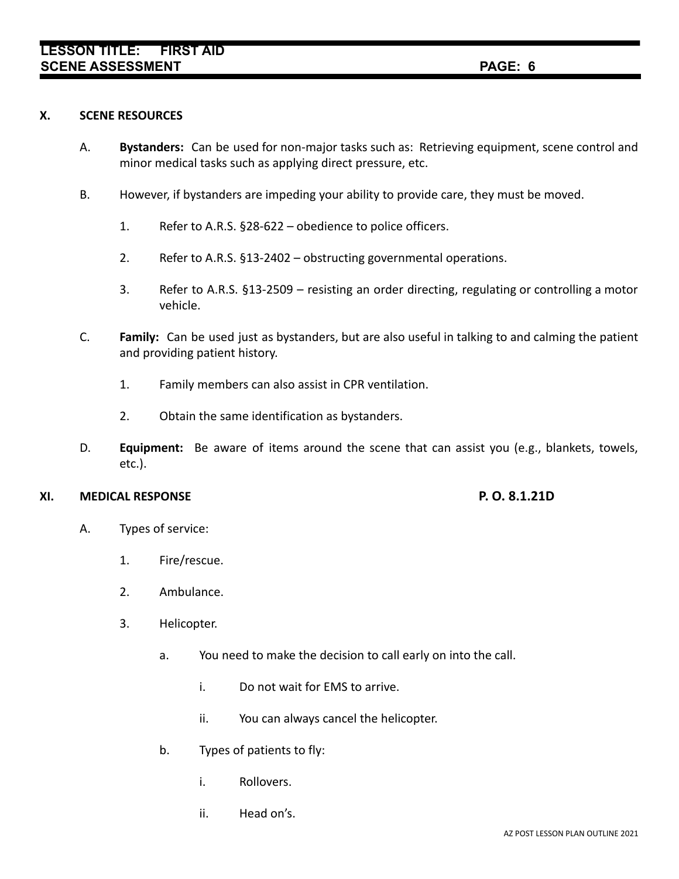## X. SCENE RESOURCES

A. **Bystanders:** Can be used for non-major tasks such as: Retrieving equipment, scene control and minor medical tasks such as applying direct pressure, etc.

B. However, if bystanders are impeding your ability to provide care, they must be moved.

1. Refer to A.R.S. §28-622 – obedience to police officers.

2. Refer to A.R.S. §13-2402 – obstructing governmental operations.

3. Refer to A.R.S. §13-2509 – resisting an order directing, regulating or controlling a motor vehicle.

C. **Family:** Can be used just as bystanders, but are also useful in talking to and calming the patient and providing patient history.

1. Family members can also assist in CPR ventilation.

2. Obtain the same identification as bystanders.

D. **Equipment:** Be aware of items around the scene that can assist you (e.g., blankets, towels, etc.).

## XI. MEDICAL RESPONSE — P. O. 8.1.21D

A. Types of service:

1. Fire/rescue.

2. Ambulance.

3. Helicopter.

a. You need to make the decision to call early on into the call.

i. Do not wait for EMS to arrive.

ii. You can always cancel the helicopter.

b. Types of patients to fly:

i. Rollovers.

ii. Head on's.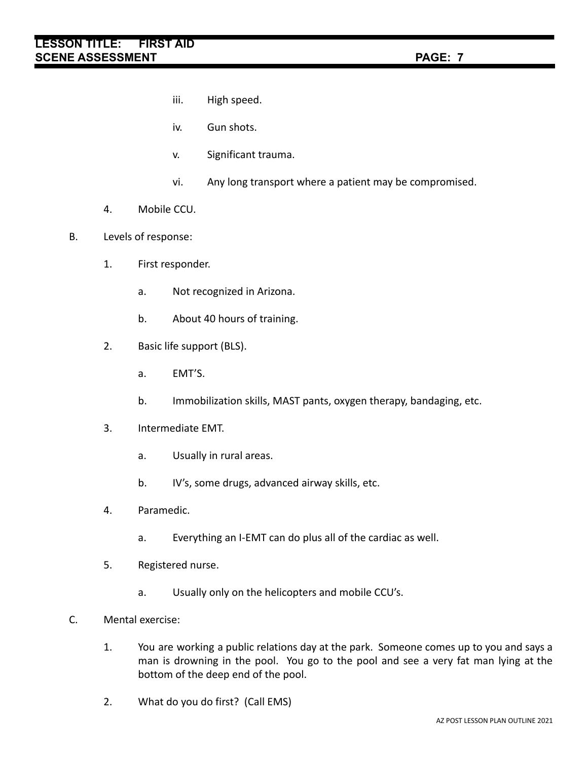iii. High speed.

iv. Gun shots.

v. Significant trauma.

vi. Any long transport where a patient may be compromised.

4. Mobile CCU.

B. Levels of response:

1. First responder.

    a. Not recognized in Arizona.

    b. About 40 hours of training.

2. Basic life support (BLS).

    a. EMT'S.

    b. Immobilization skills, MAST pants, oxygen therapy, bandaging, etc.

3. Intermediate EMT.

    a. Usually in rural areas.

    b. IV's, some drugs, advanced airway skills, etc.

4. Paramedic.

    a. Everything an I-EMT can do plus all of the cardiac as well.

5. Registered nurse.

    a. Usually only on the helicopters and mobile CCU's.

C. Mental exercise:

1. You are working a public relations day at the park. Someone comes up to you and says a man is drowning in the pool. You go to the pool and see a very fat man lying at the bottom of the deep end of the pool.

2. What do you do first? (Call EMS)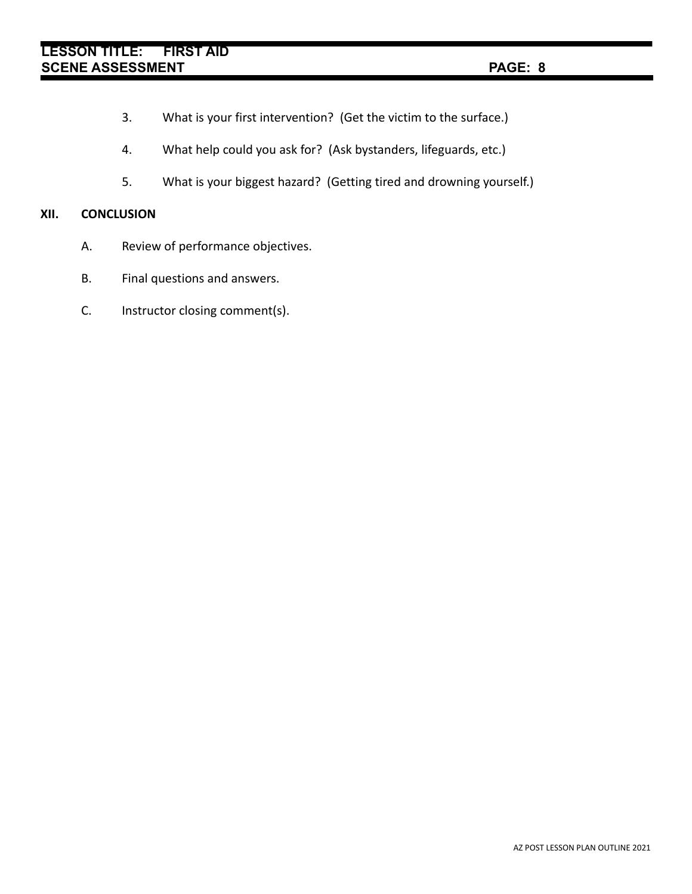3. What is your first intervention? (Get the victim to the surface.)

4. What help could you ask for? (Ask bystanders, lifeguards, etc.)

5. What is your biggest hazard? (Getting tired and drowning yourself.)

## XII. CONCLUSION

A. Review of performance objectives.

B. Final questions and answers.

C. Instructor closing comment(s).